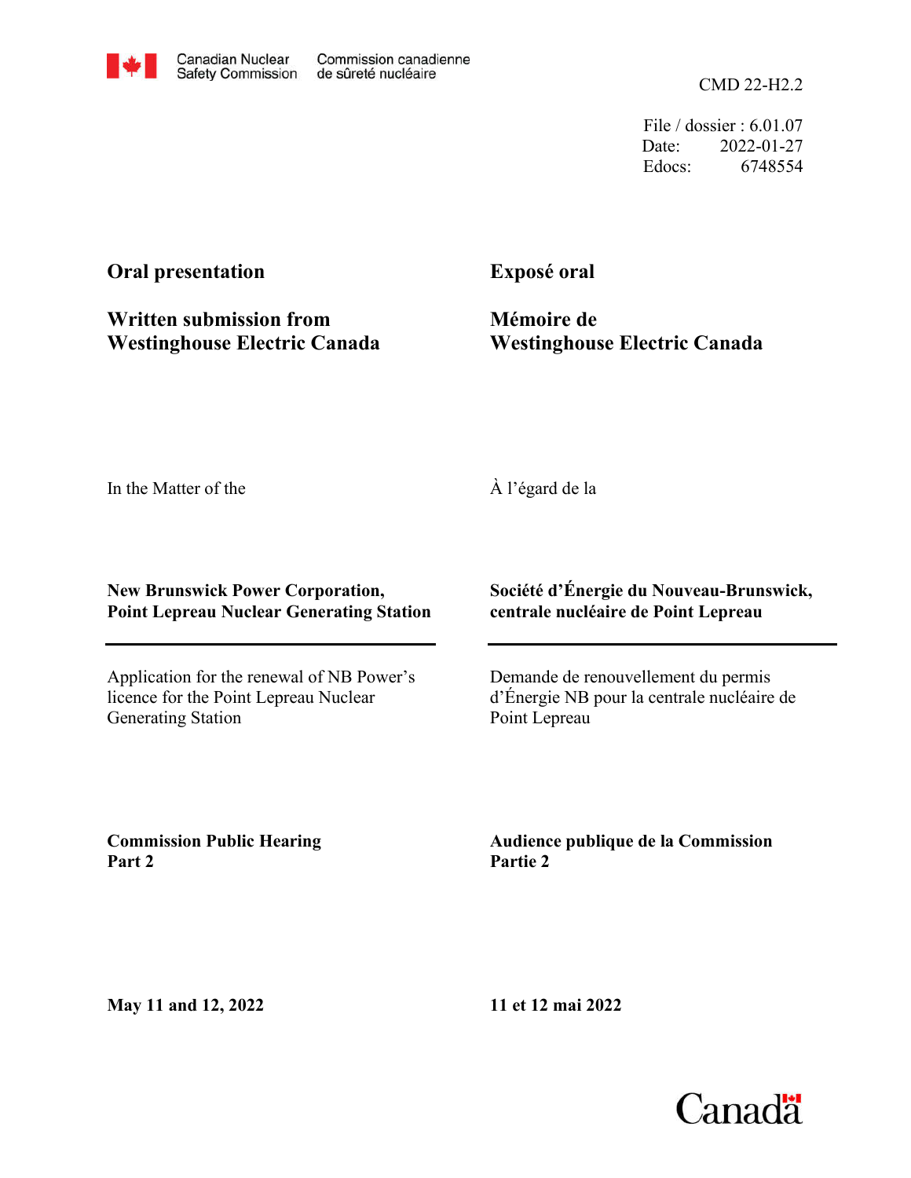Canadian Nuclear Safety Commission — Commission canadienne de sûreté nucléaire

CMD 22-H2.2

File / dossier : 6.01.07
Date: 2022-01-27
Edocs: 6748554

**Oral presentation**

**Written submission from Westinghouse Electric Canada**

**Exposé oral**

**Mémoire de Westinghouse Electric Canada**

In the Matter of the

À l'égard de la

**New Brunswick Power Corporation, Point Lepreau Nuclear Generating Station**

**Société d'Énergie du Nouveau-Brunswick, centrale nucléaire de Point Lepreau**

Application for the renewal of NB Power's licence for the Point Lepreau Nuclear Generating Station

Demande de renouvellement du permis d'Énergie NB pour la centrale nucléaire de Point Lepreau

**Commission Public Hearing**
**Part 2**

**Audience publique de la Commission**
**Partie 2**

**May 11 and 12, 2022**

**11 et 12 mai 2022**

Canada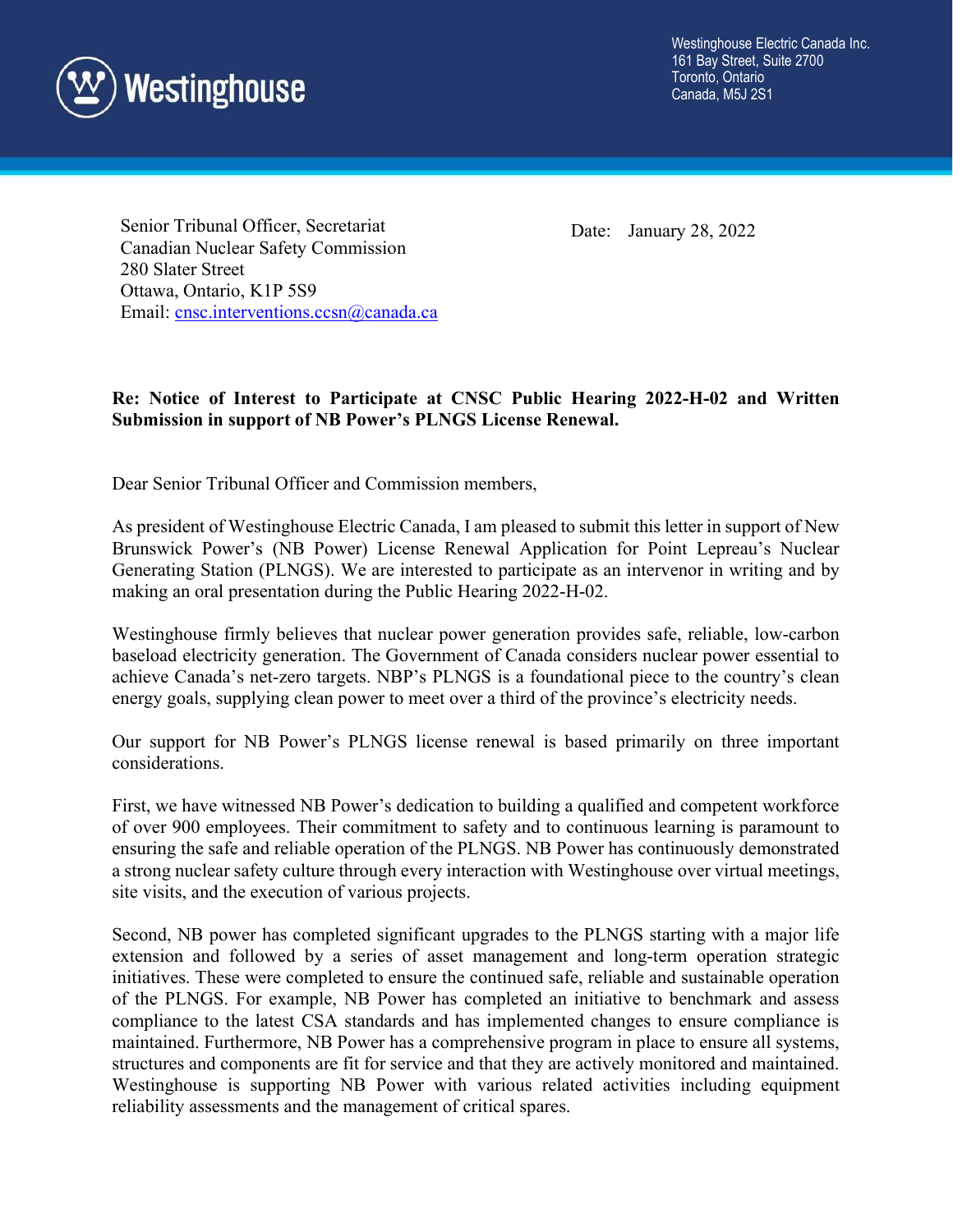Westinghouse Electric Canada Inc.
161 Bay Street, Suite 2700
Toronto, Ontario
Canada, M5J 2S1

Senior Tribunal Officer, Secretariat
Canadian Nuclear Safety Commission
280 Slater Street
Ottawa, Ontario, K1P 5S9
Email: cnsc.interventions.ccsn@canada.ca

Date: January 28, 2022

**Re: Notice of Interest to Participate at CNSC Public Hearing 2022-H-02 and Written Submission in support of NB Power's PLNGS License Renewal.**

Dear Senior Tribunal Officer and Commission members,

As president of Westinghouse Electric Canada, I am pleased to submit this letter in support of New Brunswick Power's (NB Power) License Renewal Application for Point Lepreau's Nuclear Generating Station (PLNGS). We are interested to participate as an intervenor in writing and by making an oral presentation during the Public Hearing 2022-H-02.

Westinghouse firmly believes that nuclear power generation provides safe, reliable, low-carbon baseload electricity generation. The Government of Canada considers nuclear power essential to achieve Canada's net-zero targets. NBP's PLNGS is a foundational piece to the country's clean energy goals, supplying clean power to meet over a third of the province's electricity needs.

Our support for NB Power's PLNGS license renewal is based primarily on three important considerations.

First, we have witnessed NB Power's dedication to building a qualified and competent workforce of over 900 employees. Their commitment to safety and to continuous learning is paramount to ensuring the safe and reliable operation of the PLNGS. NB Power has continuously demonstrated a strong nuclear safety culture through every interaction with Westinghouse over virtual meetings, site visits, and the execution of various projects.

Second, NB power has completed significant upgrades to the PLNGS starting with a major life extension and followed by a series of asset management and long-term operation strategic initiatives. These were completed to ensure the continued safe, reliable and sustainable operation of the PLNGS. For example, NB Power has completed an initiative to benchmark and assess compliance to the latest CSA standards and has implemented changes to ensure compliance is maintained. Furthermore, NB Power has a comprehensive program in place to ensure all systems, structures and components are fit for service and that they are actively monitored and maintained. Westinghouse is supporting NB Power with various related activities including equipment reliability assessments and the management of critical spares.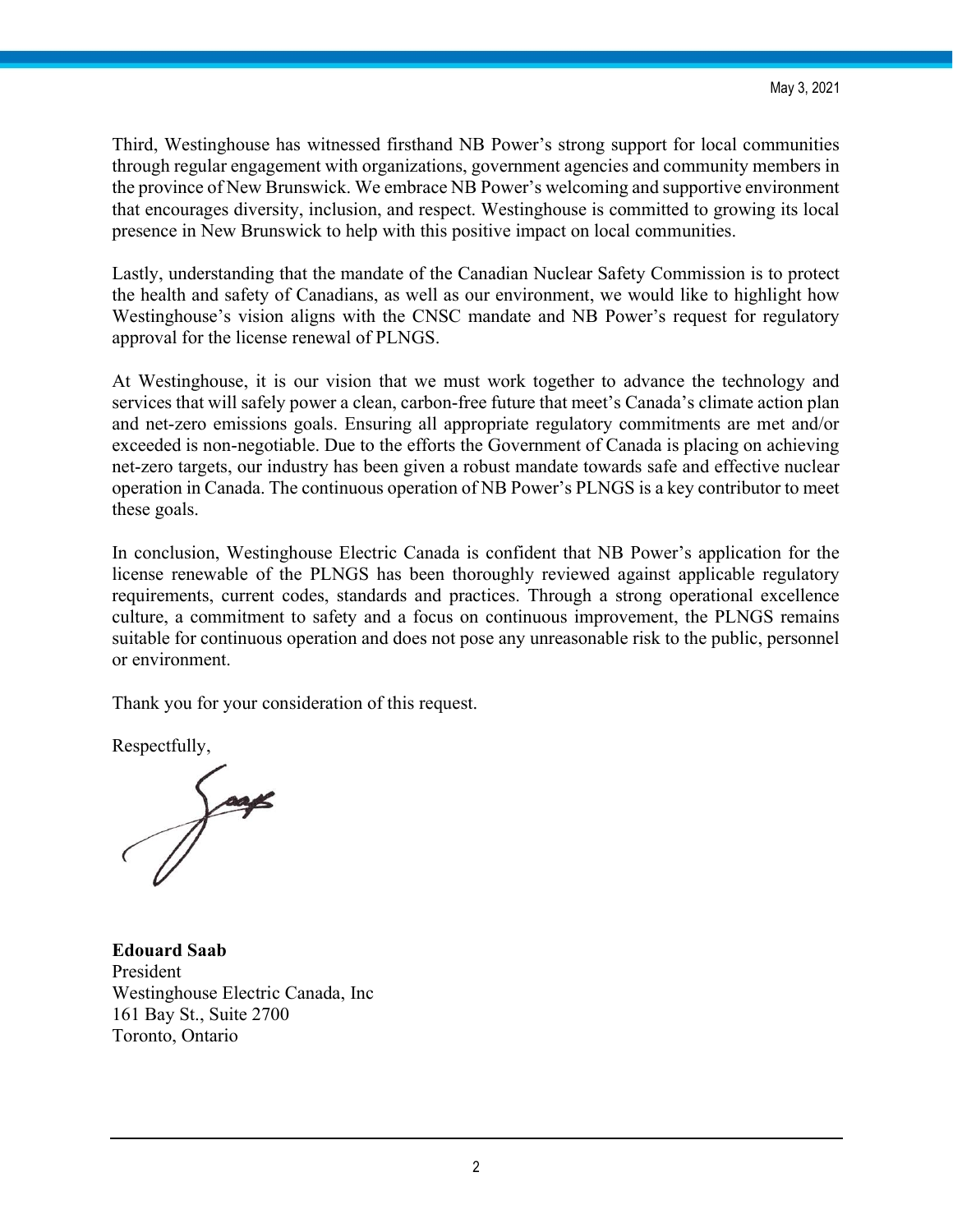Third, Westinghouse has witnessed firsthand NB Power's strong support for local communities through regular engagement with organizations, government agencies and community members in the province of New Brunswick. We embrace NB Power's welcoming and supportive environment that encourages diversity, inclusion, and respect. Westinghouse is committed to growing its local presence in New Brunswick to help with this positive impact on local communities.

Lastly, understanding that the mandate of the Canadian Nuclear Safety Commission is to protect the health and safety of Canadians, as well as our environment, we would like to highlight how Westinghouse's vision aligns with the CNSC mandate and NB Power's request for regulatory approval for the license renewal of PLNGS.

At Westinghouse, it is our vision that we must work together to advance the technology and services that will safely power a clean, carbon-free future that meet's Canada's climate action plan and net-zero emissions goals. Ensuring all appropriate regulatory commitments are met and/or exceeded is non-negotiable. Due to the efforts the Government of Canada is placing on achieving net-zero targets, our industry has been given a robust mandate towards safe and effective nuclear operation in Canada. The continuous operation of NB Power's PLNGS is a key contributor to meet these goals.

In conclusion, Westinghouse Electric Canada is confident that NB Power's application for the license renewable of the PLNGS has been thoroughly reviewed against applicable regulatory requirements, current codes, standards and practices. Through a strong operational excellence culture, a commitment to safety and a focus on continuous improvement, the PLNGS remains suitable for continuous operation and does not pose any unreasonable risk to the public, personnel or environment.

Thank you for your consideration of this request.

Respectfully,

**Edouard Saab**
President
Westinghouse Electric Canada, Inc
161 Bay St., Suite 2700
Toronto, Ontario